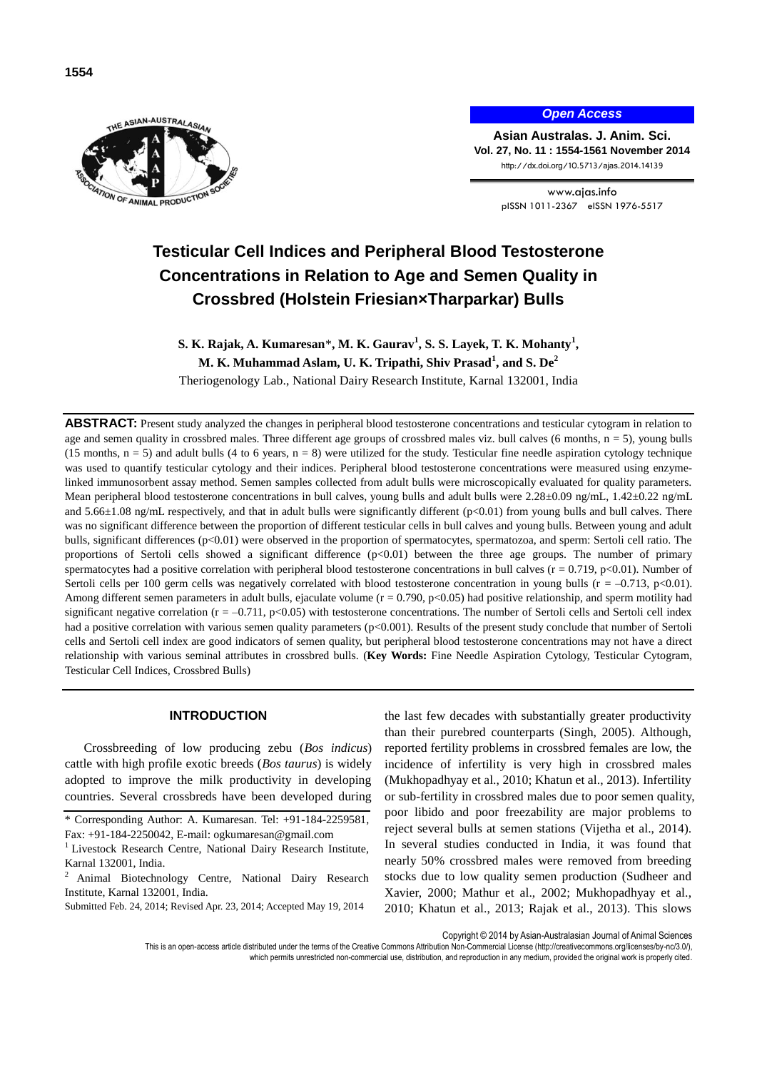# Testicular Cell Indices and Peripheral Blood Testosterone Concentrations in Relation to Age and Semen Quality in Crossbred (Holstein Friesian×Tharparkar) Bulls

**S. K. Rajak, A. Kumaresan*, M. K. Gaurav[1], S. S. Layek, T. K. Mohanty[1], M. K. Muhammad Aslam, U. K. Tripathi, Shiv Prasad[1], and S. De[2]**

Theriogenology Lab., National Dairy Research Institute, Karnal 132001, India

**ABSTRACT:** Present study analyzed the changes in peripheral blood testosterone concentrations and testicular cytogram in relation to age and semen quality in crossbred males. Three different age groups of crossbred males viz. bull calves (6 months, n = 5), young bulls (15 months, n = 5) and adult bulls (4 to 6 years, n = 8) were utilized for the study. Testicular fine needle aspiration cytology technique was used to quantify testicular cytology and their indices. Peripheral blood testosterone concentrations were measured using enzyme-linked immunosorbent assay method. Semen samples collected from adult bulls were microscopically evaluated for quality parameters. Mean peripheral blood testosterone concentrations in bull calves, young bulls and adult bulls were 2.28±0.09 ng/mL, 1.42±0.22 ng/mL and 5.66±1.08 ng/mL respectively, and that in adult bulls were significantly different ($p<0.01$) from young bulls and bull calves. There was no significant difference between the proportion of different testicular cells in bull calves and young bulls. Between young and adult bulls, significant differences ($p<0.01$) were observed in the proportion of spermatocytes, spermatozoa, and sperm: Sertoli cell ratio. The proportions of Sertoli cells showed a significant difference ($p<0.01$) between the three age groups. The number of primary spermatocytes had a positive correlation with peripheral blood testosterone concentrations in bull calves ($r = 0.719$, $p<0.01$). Number of Sertoli cells per 100 germ cells was negatively correlated with blood testosterone concentration in young bulls ($r = -0.713$, $p<0.01$). Among different semen parameters in adult bulls, ejaculate volume ($r = 0.790$, $p<0.05$) had positive relationship, and sperm motility had significant negative correlation ($r = -0.711$, $p<0.05$) with testosterone concentrations. The number of Sertoli cells and Sertoli cell index had a positive correlation with various semen quality parameters ($p<0.001$). Results of the present study conclude that number of Sertoli cells and Sertoli cell index are good indicators of semen quality, but peripheral blood testosterone concentrations may not have a direct relationship with various seminal attributes in crossbred bulls. (**Key Words:** Fine Needle Aspiration Cytology, Testicular Cytogram, Testicular Cell Indices, Crossbred Bulls)

## INTRODUCTION

Crossbreeding of low producing zebu (*Bos indicus*) cattle with high profile exotic breeds (*Bos taurus*) is widely adopted to improve the milk productivity in developing countries. Several crossbreds have been developed during the last few decades with substantially greater productivity than their purebred counterparts (Singh, 2005). Although, reported fertility problems in crossbred females are low, the incidence of infertility is very high in crossbred males (Mukhopadhyay et al., 2010; Khatun et al., 2013). Infertility or sub-fertility in crossbred males due to poor semen quality, poor libido and poor freezability are major problems to reject several bulls at semen stations (Vijetha et al., 2014). In several studies conducted in India, it was found that nearly 50% crossbred males were removed from breeding stocks due to low quality semen production (Sudheer and Xavier, 2000; Mathur et al., 2002; Mukhopadhyay et al., 2010; Khatun et al., 2013; Rajak et al., 2013). This slows

\* Corresponding Author: A. Kumaresan. Tel: +91-184-2259581, Fax: +91-184-2250042, E-mail: ogkumaresan@gmail.com

[1] Livestock Research Centre, National Dairy Research Institute, Karnal 132001, India.

[2] Animal Biotechnology Centre, National Dairy Research Institute, Karnal 132001, India.

Submitted Feb. 24, 2014; Revised Apr. 23, 2014; Accepted May 19, 2014

Copyright © 2014 by Asian-Australasian Journal of Animal Sciences

This is an open-access article distributed under the terms of the Creative Commons Attribution Non-Commercial License (http://creativecommons.org/licenses/by-nc/3.0/), which permits unrestricted non-commercial use, distribution, and reproduction in any medium, provided the original work is properly cited.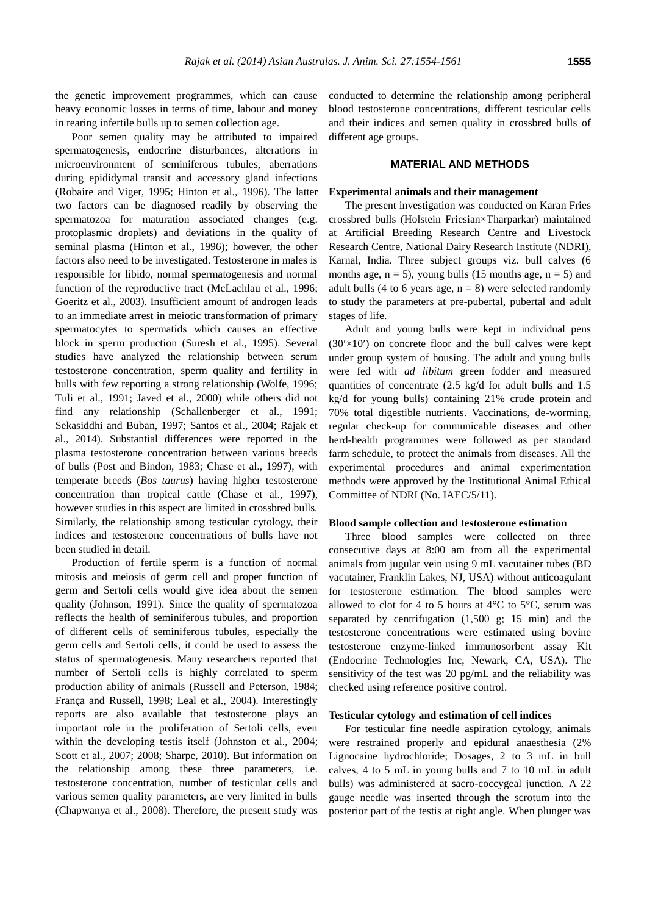the genetic improvement programmes, which can cause heavy economic losses in terms of time, labour and money in rearing infertile bulls up to semen collection age.

Poor semen quality may be attributed to impaired spermatogenesis, endocrine disturbances, alterations in microenvironment of seminiferous tubules, aberrations during epididymal transit and accessory gland infections (Robaire and Viger, 1995; Hinton et al., 1996). The latter two factors can be diagnosed readily by observing the spermatozoa for maturation associated changes (e.g. protoplasmic droplets) and deviations in the quality of seminal plasma (Hinton et al., 1996); however, the other factors also need to be investigated. Testosterone in males is responsible for libido, normal spermatogenesis and normal function of the reproductive tract (McLachlau et al., 1996; Goeritz et al., 2003). Insufficient amount of androgen leads to an immediate arrest in meiotic transformation of primary spermatocytes to spermatids which causes an effective block in sperm production (Suresh et al., 1995). Several studies have analyzed the relationship between serum testosterone concentration, sperm quality and fertility in bulls with few reporting a strong relationship (Wolfe, 1996; Tuli et al., 1991; Javed et al., 2000) while others did not find any relationship (Schallenberger et al., 1991; Sekasiddhi and Buban, 1997; Santos et al., 2004; Rajak et al., 2014). Substantial differences were reported in the plasma testosterone concentration between various breeds of bulls (Post and Bindon, 1983; Chase et al., 1997), with temperate breeds (*Bos taurus*) having higher testosterone concentration than tropical cattle (Chase et al., 1997), however studies in this aspect are limited in crossbred bulls. Similarly, the relationship among testicular cytology, their indices and testosterone concentrations of bulls have not been studied in detail.

Production of fertile sperm is a function of normal mitosis and meiosis of germ cell and proper function of germ and Sertoli cells would give idea about the semen quality (Johnson, 1991). Since the quality of spermatozoa reflects the health of seminiferous tubules, and proportion of different cells of seminiferous tubules, especially the germ cells and Sertoli cells, it could be used to assess the status of spermatogenesis. Many researchers reported that number of Sertoli cells is highly correlated to sperm production ability of animals (Russell and Peterson, 1984; França and Russell, 1998; Leal et al., 2004). Interestingly reports are also available that testosterone plays an important role in the proliferation of Sertoli cells, even within the developing testis itself (Johnston et al., 2004; Scott et al., 2007; 2008; Sharpe, 2010). But information on the relationship among these three parameters, i.e. testosterone concentration, number of testicular cells and various semen quality parameters, are very limited in bulls (Chapwanya et al., 2008). Therefore, the present study was conducted to determine the relationship among peripheral blood testosterone concentrations, different testicular cells and their indices and semen quality in crossbred bulls of different age groups.

## MATERIAL AND METHODS

### Experimental animals and their management

The present investigation was conducted on Karan Fries crossbred bulls (Holstein Friesian×Tharparkar) maintained at Artificial Breeding Research Centre and Livestock Research Centre, National Dairy Research Institute (NDRI), Karnal, India. Three subject groups viz. bull calves (6 months age, n = 5), young bulls (15 months age, n = 5) and adult bulls (4 to 6 years age, n = 8) were selected randomly to study the parameters at pre-pubertal, pubertal and adult stages of life.

Adult and young bulls were kept in individual pens (30′×10′) on concrete floor and the bull calves were kept under group system of housing. The adult and young bulls were fed with *ad libitum* green fodder and measured quantities of concentrate (2.5 kg/d for adult bulls and 1.5 kg/d for young bulls) containing 21% crude protein and 70% total digestible nutrients. Vaccinations, de-worming, regular check-up for communicable diseases and other herd-health programmes were followed as per standard farm schedule, to protect the animals from diseases. All the experimental procedures and animal experimentation methods were approved by the Institutional Animal Ethical Committee of NDRI (No. IAEC/5/11).

### Blood sample collection and testosterone estimation

Three blood samples were collected on three consecutive days at 8:00 am from all the experimental animals from jugular vein using 9 mL vacutainer tubes (BD vacutainer, Franklin Lakes, NJ, USA) without anticoagulant for testosterone estimation. The blood samples were allowed to clot for 4 to 5 hours at 4°C to 5°C, serum was separated by centrifugation (1,500 g; 15 min) and the testosterone concentrations were estimated using bovine testosterone enzyme-linked immunosorbent assay Kit (Endocrine Technologies Inc, Newark, CA, USA). The sensitivity of the test was 20 pg/mL and the reliability was checked using reference positive control.

### Testicular cytology and estimation of cell indices

For testicular fine needle aspiration cytology, animals were restrained properly and epidural anaesthesia (2% Lignocaine hydrochloride; Dosages, 2 to 3 mL in bull calves, 4 to 5 mL in young bulls and 7 to 10 mL in adult bulls) was administered at sacro-coccygeal junction. A 22 gauge needle was inserted through the scrotum into the posterior part of the testis at right angle. When plunger was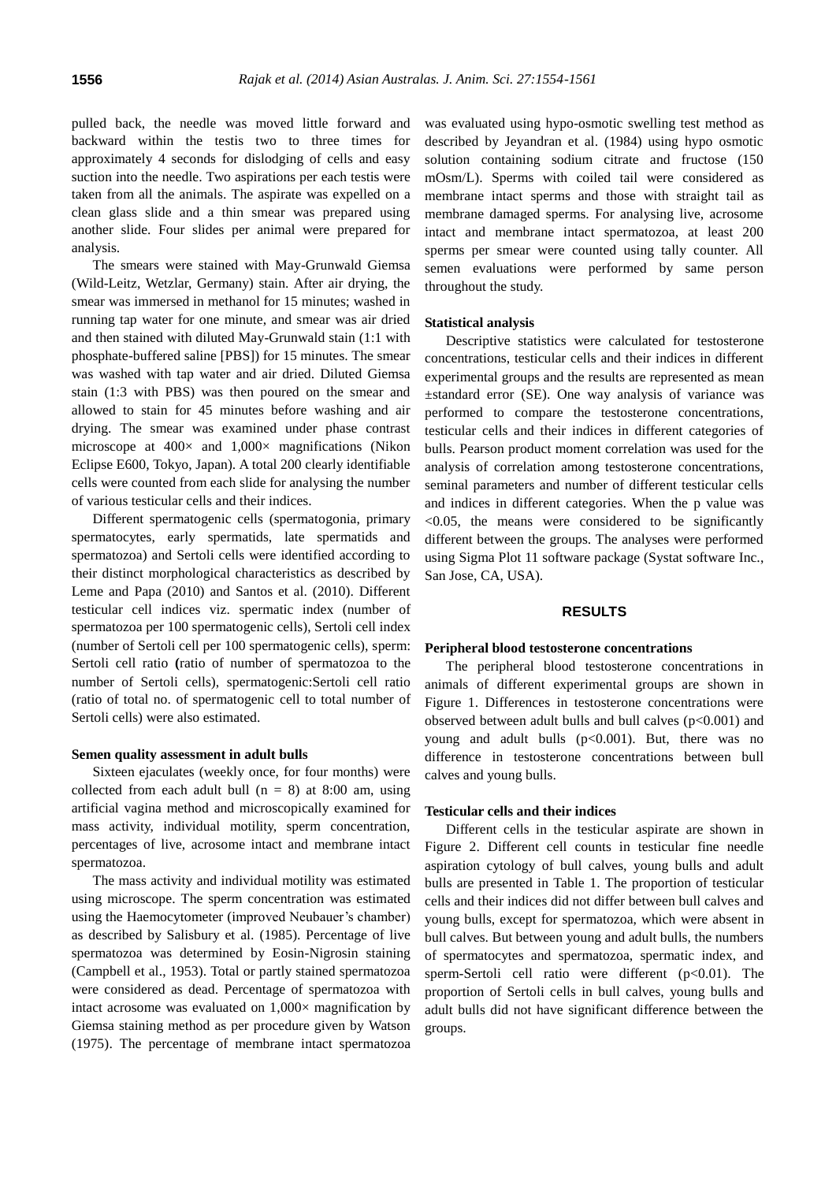pulled back, the needle was moved little forward and backward within the testis two to three times for approximately 4 seconds for dislodging of cells and easy suction into the needle. Two aspirations per each testis were taken from all the animals. The aspirate was expelled on a clean glass slide and a thin smear was prepared using another slide. Four slides per animal were prepared for analysis.

The smears were stained with May-Grunwald Giemsa (Wild-Leitz, Wetzlar, Germany) stain. After air drying, the smear was immersed in methanol for 15 minutes; washed in running tap water for one minute, and smear was air dried and then stained with diluted May-Grunwald stain (1:1 with phosphate-buffered saline [PBS]) for 15 minutes. The smear was washed with tap water and air dried. Diluted Giemsa stain (1:3 with PBS) was then poured on the smear and allowed to stain for 45 minutes before washing and air drying. The smear was examined under phase contrast microscope at 400× and 1,000× magnifications (Nikon Eclipse E600, Tokyo, Japan). A total 200 clearly identifiable cells were counted from each slide for analysing the number of various testicular cells and their indices.

Different spermatogenic cells (spermatogonia, primary spermatocytes, early spermatids, late spermatids and spermatozoa) and Sertoli cells were identified according to their distinct morphological characteristics as described by Leme and Papa (2010) and Santos et al. (2010). Different testicular cell indices viz. spermatic index (number of spermatozoa per 100 spermatogenic cells), Sertoli cell index (number of Sertoli cell per 100 spermatogenic cells), sperm: Sertoli cell ratio (ratio of number of spermatozoa to the number of Sertoli cells), spermatogenic:Sertoli cell ratio (ratio of total no. of spermatogenic cell to total number of Sertoli cells) were also estimated.

#### Semen quality assessment in adult bulls

Sixteen ejaculates (weekly once, for four months) were collected from each adult bull ($n = 8$) at 8:00 am, using artificial vagina method and microscopically examined for mass activity, individual motility, sperm concentration, percentages of live, acrosome intact and membrane intact spermatozoa.

The mass activity and individual motility was estimated using microscope. The sperm concentration was estimated using the Haemocytometer (improved Neubauer's chamber) as described by Salisbury et al. (1985). Percentage of live spermatozoa was determined by Eosin-Nigrosin staining (Campbell et al., 1953). Total or partly stained spermatozoa were considered as dead. Percentage of spermatozoa with intact acrosome was evaluated on 1,000× magnification by Giemsa staining method as per procedure given by Watson (1975). The percentage of membrane intact spermatozoa was evaluated using hypo-osmotic swelling test method as described by Jeyandran et al. (1984) using hypo osmotic solution containing sodium citrate and fructose (150 mOsm/L). Sperms with coiled tail were considered as membrane intact sperms and those with straight tail as membrane damaged sperms. For analysing live, acrosome intact and membrane intact spermatozoa, at least 200 sperms per smear were counted using tally counter. All semen evaluations were performed by same person throughout the study.

#### Statistical analysis

Descriptive statistics were calculated for testosterone concentrations, testicular cells and their indices in different experimental groups and the results are represented as mean ±standard error (SE). One way analysis of variance was performed to compare the testosterone concentrations, testicular cells and their indices in different categories of bulls. Pearson product moment correlation was used for the analysis of correlation among testosterone concentrations, seminal parameters and number of different testicular cells and indices in different categories. When the p value was $<0.05$, the means were considered to be significantly different between the groups. The analyses were performed using Sigma Plot 11 software package (Systat software Inc., San Jose, CA, USA).

## RESULTS

#### Peripheral blood testosterone concentrations

The peripheral blood testosterone concentrations in animals of different experimental groups are shown in Figure 1. Differences in testosterone concentrations were observed between adult bulls and bull calves ($p<0.001$) and young and adult bulls ($p<0.001$). But, there was no difference in testosterone concentrations between bull calves and young bulls.

#### Testicular cells and their indices

Different cells in the testicular aspirate are shown in Figure 2. Different cell counts in testicular fine needle aspiration cytology of bull calves, young bulls and adult bulls are presented in Table 1. The proportion of testicular cells and their indices did not differ between bull calves and young bulls, except for spermatozoa, which were absent in bull calves. But between young and adult bulls, the numbers of spermatocytes and spermatozoa, spermatic index, and sperm-Sertoli cell ratio were different ($p<0.01$). The proportion of Sertoli cells in bull calves, young bulls and adult bulls did not have significant difference between the groups.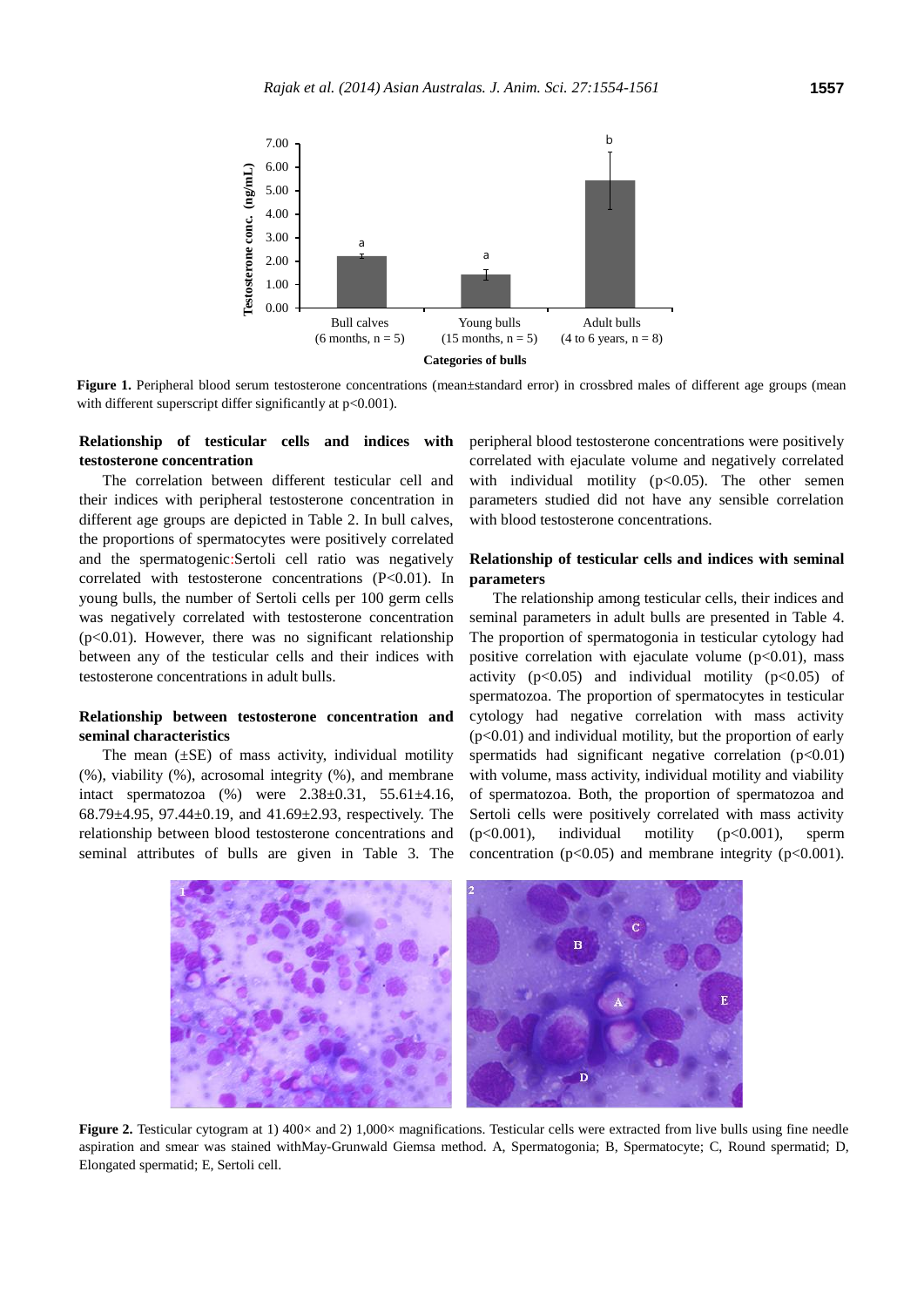**Figure 1.** Peripheral blood serum testosterone concentrations (mean±standard error) in crossbred males of different age groups (mean with different superscript differ significantly at p<0.001).

### Relationship of testicular cells and indices with testosterone concentration

The correlation between different testicular cell and their indices with peripheral testosterone concentration in different age groups are depicted in Table 2. In bull calves, the proportions of spermatocytes were positively correlated and the spermatogenic:Sertoli cell ratio was negatively correlated with testosterone concentrations (P<0.01). In young bulls, the number of Sertoli cells per 100 germ cells was negatively correlated with testosterone concentration (p<0.01). However, there was no significant relationship between any of the testicular cells and their indices with testosterone concentrations in adult bulls.

### Relationship between testosterone concentration and seminal characteristics

The mean (±SE) of mass activity, individual motility (%), viability (%), acrosomal integrity (%), and membrane intact spermatozoa (%) were 2.38±0.31, 55.61±4.16, 68.79±4.95, 97.44±0.19, and 41.69±2.93, respectively. The relationship between blood testosterone concentrations and seminal attributes of bulls are given in Table 3. The peripheral blood testosterone concentrations were positively correlated with ejaculate volume and negatively correlated with individual motility (p<0.05). The other semen parameters studied did not have any sensible correlation with blood testosterone concentrations.

### Relationship of testicular cells and indices with seminal parameters

The relationship among testicular cells, their indices and seminal parameters in adult bulls are presented in Table 4. The proportion of spermatogonia in testicular cytology had positive correlation with ejaculate volume (p<0.01), mass activity (p<0.05) and individual motility (p<0.05) of spermatozoa. The proportion of spermatocytes in testicular cytology had negative correlation with mass activity (p<0.01) and individual motility, but the proportion of early spermatids had significant negative correlation (p<0.01) with volume, mass activity, individual motility and viability of spermatozoa. Both, the proportion of spermatozoa and Sertoli cells were positively correlated with mass activity (p<0.001), individual motility (p<0.001), sperm concentration (p<0.05) and membrane integrity (p<0.001).

**Figure 2.** Testicular cytogram at 1) 400× and 2) 1,000× magnifications. Testicular cells were extracted from live bulls using fine needle aspiration and smear was stained withMay-Grunwald Giemsa method. A, Spermatogonia; B, Spermatocyte; C, Round spermatid; D, Elongated spermatid; E, Sertoli cell.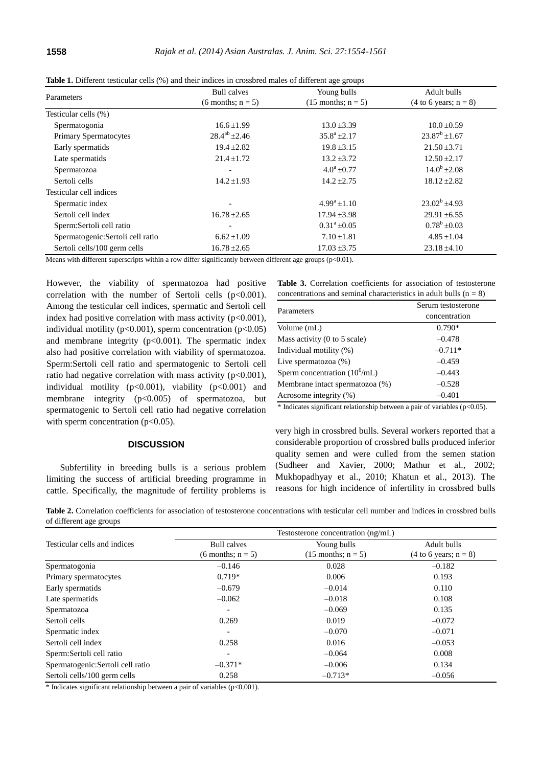**Table 1.** Different testicular cells (%) and their indices in crossbred males of different age groups

| Parameters | Bull calves (6 months; n = 5) | Young bulls (15 months; n = 5) | Adult bulls (4 to 6 years; n = 8) |
|---|---|---|---|
| Testicular cells (%) | | | |
| Spermatogonia | 16.6±1.99 | 13.0±3.39 | 10.0±0.59 |
| Primary Spermatocytes | $28.4^{ab}$±2.46 | $35.8^{a}$±2.17 | $23.87^{b}$±1.67 |
| Early spermatids | 19.4±2.82 | 19.8±3.15 | 21.50±3.71 |
| Late spermatids | 21.4±1.72 | 13.2±3.72 | 12.50±2.17 |
| Spermatozoa | - | $4.0^{a}$±0.77 | $14.0^{b}$±2.08 |
| Sertoli cells | 14.2±1.93 | 14.2±2.75 | 18.12±2.82 |
| Testicular cell indices | | | |
| Spermatic index | - | $4.99^{a}$±1.10 | $23.02^{b}$±4.93 |
| Sertoli cell index | 16.78±2.65 | 17.94±3.98 | 29.91±6.55 |
| Sperm:Sertoli cell ratio | - | $0.31^{a}$±0.05 | $0.78^{b}$±0.03 |
| Spermatogenic:Sertoli cell ratio | 6.62±1.09 | 7.10±1.81 | 4.85±1.04 |
| Sertoli cells/100 germ cells | 16.78±2.65 | 17.03±3.75 | 23.18±4.10 |

Means with different superscripts within a row differ significantly between different age groups ($p<0.01$).

However, the viability of spermatozoa had positive correlation with the number of Sertoli cells ($p<0.001$). Among the testicular cell indices, spermatic and Sertoli cell index had positive correlation with mass activity ($p<0.001$), individual motility ($p<0.001$), sperm concentration ($p<0.05$) and membrane integrity ($p<0.001$). The spermatic index also had positive correlation with viability of spermatozoa. Sperm:Sertoli cell ratio and spermatogenic to Sertoli cell ratio had negative correlation with mass activity ($p<0.001$), individual motility ($p<0.001$), viability ($p<0.001$) and membrane integrity ($p<0.005$) of spermatozoa, but spermatogenic to Sertoli cell ratio had negative correlation with sperm concentration ($p<0.05$).

**Table 3.** Correlation coefficients for association of testosterone concentrations and seminal characteristics in adult bulls (n = 8)

| Parameters | Serum testosterone concentration |
|---|---|
| Volume (mL) | 0.790* |
| Mass activity (0 to 5 scale) | –0.478 |
| Individual motility (%) | –0.711* |
| Live spermatozoa (%) | –0.459 |
| Sperm concentration ($10^6$/mL) | –0.443 |
| Membrane intact spermatozoa (%) | –0.528 |
| Acrosome integrity (%) | –0.401 |

* Indicates significant relationship between a pair of variables ($p<0.05$).

## DISCUSSION

Subfertility in breeding bulls is a serious problem limiting the success of artificial breeding programme in cattle. Specifically, the magnitude of fertility problems is very high in crossbred bulls. Several workers reported that a considerable proportion of crossbred bulls produced inferior quality semen and were culled from the semen station (Sudheer and Xavier, 2000; Mathur et al., 2002; Mukhopadhyay et al., 2010; Khatun et al., 2013). The reasons for high incidence of infertility in crossbred bulls

**Table 2.** Correlation coefficients for association of testosterone concentrations with testicular cell number and indices in crossbred bulls of different age groups

| Testicular cells and indices | Testosterone concentration (ng/mL) | | |
|---|---|---|---|
| | Bull calves (6 months; n = 5) | Young bulls (15 months; n = 5) | Adult bulls (4 to 6 years; n = 8) |
| Spermatogonia | –0.146 | 0.028 | –0.182 |
| Primary spermatocytes | 0.719* | 0.006 | 0.193 |
| Early spermatids | –0.679 | –0.014 | 0.110 |
| Late spermatids | –0.062 | –0.018 | 0.108 |
| Spermatozoa | - | –0.069 | 0.135 |
| Sertoli cells | 0.269 | 0.019 | –0.072 |
| Spermatic index | - | –0.070 | –0.071 |
| Sertoli cell index | 0.258 | 0.016 | –0.053 |
| Sperm:Sertoli cell ratio | - | –0.064 | 0.008 |
| Spermatogenic:Sertoli cell ratio | –0.371* | –0.006 | 0.134 |
| Sertoli cells/100 germ cells | 0.258 | –0.713* | –0.056 |

* Indicates significant relationship between a pair of variables ($p<0.001$).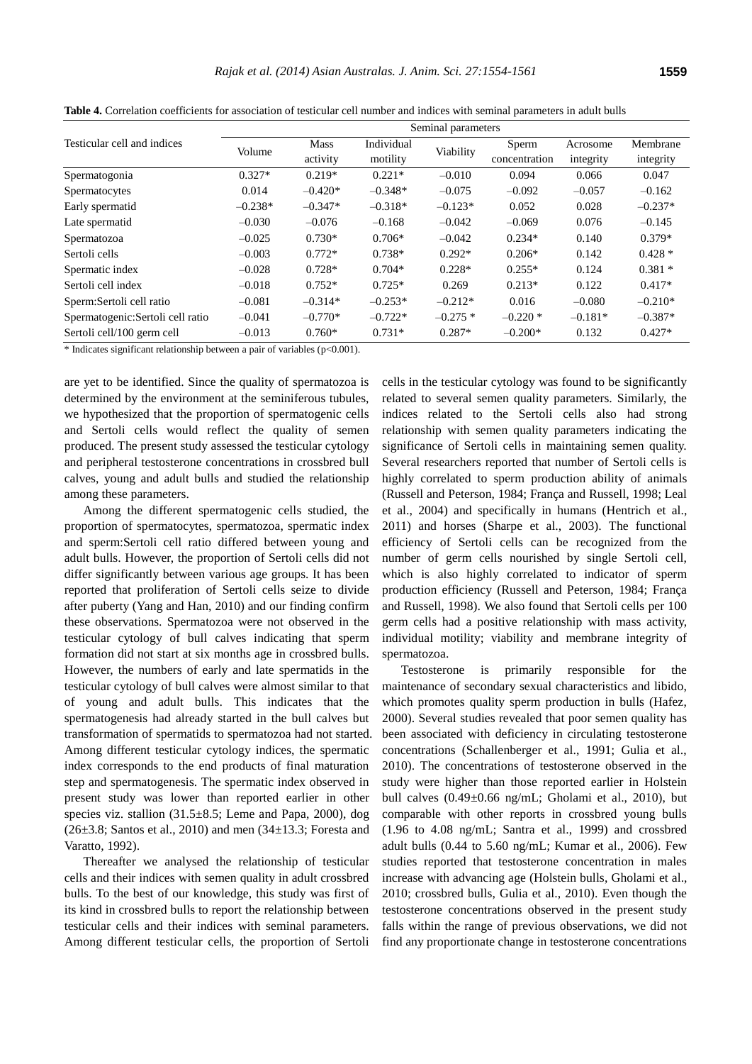**Table 4.** Correlation coefficients for association of testicular cell number and indices with seminal parameters in adult bulls

| Testicular cell and indices | Seminal parameters | | | | | | |
|---|---|---|---|---|---|---|---|
| | Volume | Mass activity | Individual motility | Viability | Sperm concentration | Acrosome integrity | Membrane integrity |
| Spermatogonia | 0.327* | 0.219* | 0.221* | –0.010 | 0.094 | 0.066 | 0.047 |
| Spermatocytes | 0.014 | –0.420* | –0.348* | –0.075 | –0.092 | –0.057 | –0.162 |
| Early spermatid | –0.238* | –0.347* | –0.318* | –0.123* | 0.052 | 0.028 | –0.237* |
| Late spermatid | –0.030 | –0.076 | –0.168 | –0.042 | –0.069 | 0.076 | –0.145 |
| Spermatozoa | –0.025 | 0.730* | 0.706* | –0.042 | 0.234* | 0.140 | 0.379* |
| Sertoli cells | –0.003 | 0.772* | 0.738* | 0.292* | 0.206* | 0.142 | 0.428 * |
| Spermatic index | –0.028 | 0.728* | 0.704* | 0.228* | 0.255* | 0.124 | 0.381 * |
| Sertoli cell index | –0.018 | 0.752* | 0.725* | 0.269 | 0.213* | 0.122 | 0.417* |
| Sperm:Sertoli cell ratio | –0.081 | –0.314* | –0.253* | –0.212* | 0.016 | –0.080 | –0.210* |
| Spermatogenic:Sertoli cell ratio | –0.041 | –0.770* | –0.722* | –0.275 * | –0.220 * | –0.181* | –0.387* |
| Sertoli cell/100 germ cell | –0.013 | 0.760* | 0.731* | 0.287* | –0.200* | 0.132 | 0.427* |

\* Indicates significant relationship between a pair of variables ($p<0.001$).

are yet to be identified. Since the quality of spermatozoa is determined by the environment at the seminiferous tubules, we hypothesized that the proportion of spermatogenic cells and Sertoli cells would reflect the quality of semen produced. The present study assessed the testicular cytology and peripheral testosterone concentrations in crossbred bull calves, young and adult bulls and studied the relationship among these parameters.

Among the different spermatogenic cells studied, the proportion of spermatocytes, spermatozoa, spermatic index and sperm:Sertoli cell ratio differed between young and adult bulls. However, the proportion of Sertoli cells did not differ significantly between various age groups. It has been reported that proliferation of Sertoli cells seize to divide after puberty (Yang and Han, 2010) and our finding confirm these observations. Spermatozoa were not observed in the testicular cytology of bull calves indicating that sperm formation did not start at six months age in crossbred bulls. However, the numbers of early and late spermatids in the testicular cytology of bull calves were almost similar to that of young and adult bulls. This indicates that the spermatogenesis had already started in the bull calves but transformation of spermatids to spermatozoa had not started. Among different testicular cytology indices, the spermatic index corresponds to the end products of final maturation step and spermatogenesis. The spermatic index observed in present study was lower than reported earlier in other species viz. stallion (31.5±8.5; Leme and Papa, 2000), dog (26±3.8; Santos et al., 2010) and men (34±13.3; Foresta and Varatto, 1992).

Thereafter we analysed the relationship of testicular cells and their indices with semen quality in adult crossbred bulls. To the best of our knowledge, this study was first of its kind in crossbred bulls to report the relationship between testicular cells and their indices with seminal parameters. Among different testicular cells, the proportion of Sertoli cells in the testicular cytology was found to be significantly related to several semen quality parameters. Similarly, the indices related to the Sertoli cells also had strong relationship with semen quality parameters indicating the significance of Sertoli cells in maintaining semen quality. Several researchers reported that number of Sertoli cells is highly correlated to sperm production ability of animals (Russell and Peterson, 1984; França and Russell, 1998; Leal et al., 2004) and specifically in humans (Hentrich et al., 2011) and horses (Sharpe et al., 2003). The functional efficiency of Sertoli cells can be recognized from the number of germ cells nourished by single Sertoli cell, which is also highly correlated to indicator of sperm production efficiency (Russell and Peterson, 1984; França and Russell, 1998). We also found that Sertoli cells per 100 germ cells had a positive relationship with mass activity, individual motility; viability and membrane integrity of spermatozoa.

Testosterone is primarily responsible for the maintenance of secondary sexual characteristics and libido, which promotes quality sperm production in bulls (Hafez, 2000). Several studies revealed that poor semen quality has been associated with deficiency in circulating testosterone concentrations (Schallenberger et al., 1991; Gulia et al., 2010). The concentrations of testosterone observed in the study were higher than those reported earlier in Holstein bull calves (0.49±0.66 ng/mL; Gholami et al., 2010), but comparable with other reports in crossbred young bulls (1.96 to 4.08 ng/mL; Santra et al., 1999) and crossbred adult bulls (0.44 to 5.60 ng/mL; Kumar et al., 2006). Few studies reported that testosterone concentration in males increase with advancing age (Holstein bulls, Gholami et al., 2010; crossbred bulls, Gulia et al., 2010). Even though the testosterone concentrations observed in the present study falls within the range of previous observations, we did not find any proportionate change in testosterone concentrations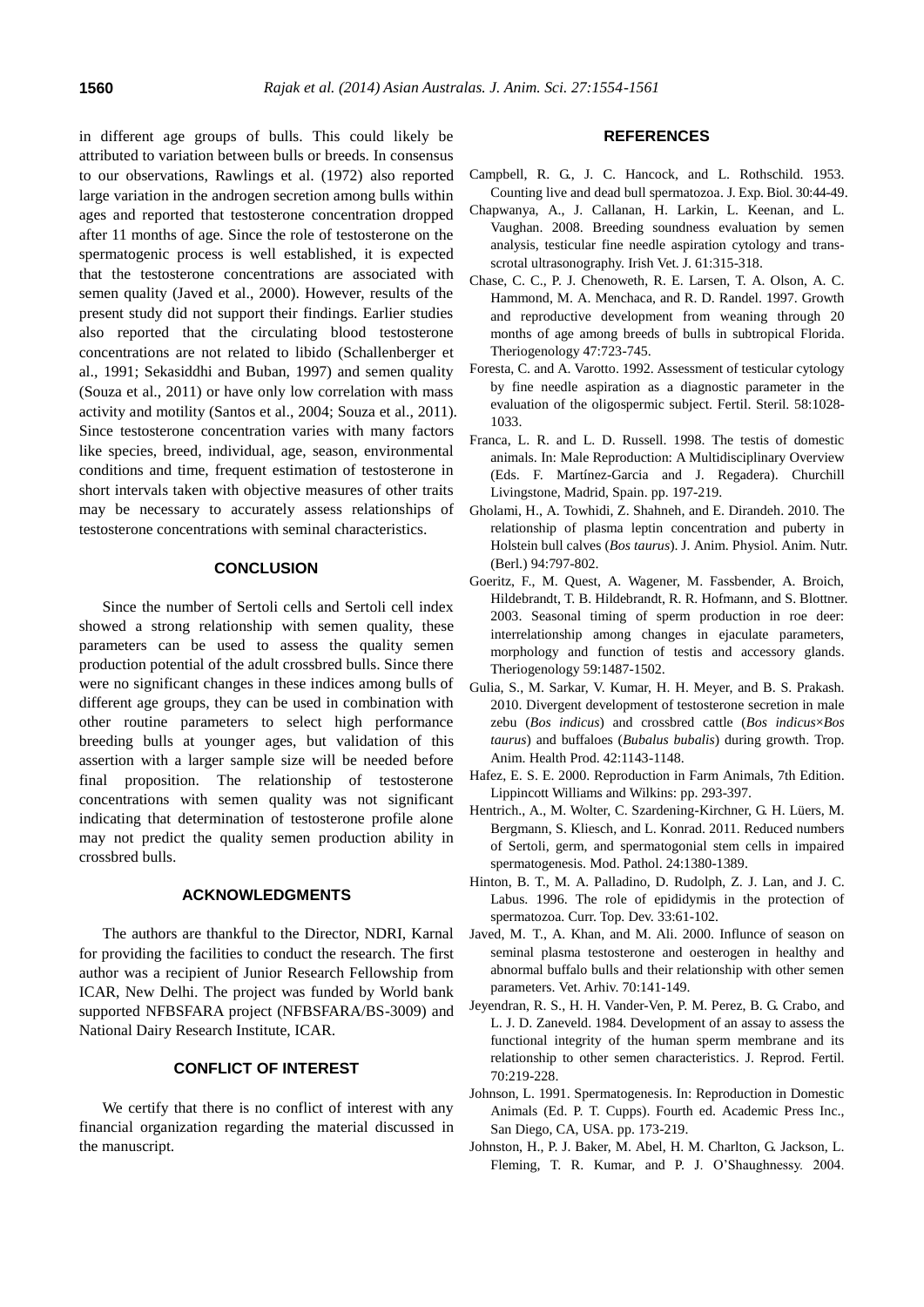in different age groups of bulls. This could likely be attributed to variation between bulls or breeds. In consensus to our observations, Rawlings et al. (1972) also reported large variation in the androgen secretion among bulls within ages and reported that testosterone concentration dropped after 11 months of age. Since the role of testosterone on the spermatogenic process is well established, it is expected that the testosterone concentrations are associated with semen quality (Javed et al., 2000). However, results of the present study did not support their findings. Earlier studies also reported that the circulating blood testosterone concentrations are not related to libido (Schallenberger et al., 1991; Sekasiddhi and Buban, 1997) and semen quality (Souza et al., 2011) or have only low correlation with mass activity and motility (Santos et al., 2004; Souza et al., 2011). Since testosterone concentration varies with many factors like species, breed, individual, age, season, environmental conditions and time, frequent estimation of testosterone in short intervals taken with objective measures of other traits may be necessary to accurately assess relationships of testosterone concentrations with seminal characteristics.

## CONCLUSION

Since the number of Sertoli cells and Sertoli cell index showed a strong relationship with semen quality, these parameters can be used to assess the quality semen production potential of the adult crossbred bulls. Since there were no significant changes in these indices among bulls of different age groups, they can be used in combination with other routine parameters to select high performance breeding bulls at younger ages, but validation of this assertion with a larger sample size will be needed before final proposition. The relationship of testosterone concentrations with semen quality was not significant indicating that determination of testosterone profile alone may not predict the quality semen production ability in crossbred bulls.

## ACKNOWLEDGMENTS

The authors are thankful to the Director, NDRI, Karnal for providing the facilities to conduct the research. The first author was a recipient of Junior Research Fellowship from ICAR, New Delhi. The project was funded by World bank supported NFBSFARA project (NFBSFARA/BS-3009) and National Dairy Research Institute, ICAR.

## CONFLICT OF INTEREST

We certify that there is no conflict of interest with any financial organization regarding the material discussed in the manuscript.

## REFERENCES

Campbell, R. G., J. C. Hancock, and L. Rothschild. 1953. Counting live and dead bull spermatozoa. J. Exp. Biol. 30:44-49.

Chapwanya, A., J. Callanan, H. Larkin, L. Keenan, and L. Vaughan. 2008. Breeding soundness evaluation by semen analysis, testicular fine needle aspiration cytology and trans-scrotal ultrasonography. Irish Vet. J. 61:315-318.

Chase, C. C., P. J. Chenoweth, R. E. Larsen, T. A. Olson, A. C. Hammond, M. A. Menchaca, and R. D. Randel. 1997. Growth and reproductive development from weaning through 20 months of age among breeds of bulls in subtropical Florida. Theriogenology 47:723-745.

Foresta, C. and A. Varotto. 1992. Assessment of testicular cytology by fine needle aspiration as a diagnostic parameter in the evaluation of the oligospermic subject. Fertil. Steril. 58:1028-1033.

Franca, L. R. and L. D. Russell. 1998. The testis of domestic animals. In: Male Reproduction: A Multidisciplinary Overview (Eds. F. Martínez-Garcia and J. Regadera). Churchill Livingstone, Madrid, Spain. pp. 197-219.

Gholami, H., A. Towhidi, Z. Shahneh, and E. Dirandeh. 2010. The relationship of plasma leptin concentration and puberty in Holstein bull calves (*Bos taurus*). J. Anim. Physiol. Anim. Nutr. (Berl.) 94:797-802.

Goeritz, F., M. Quest, A. Wagener, M. Fassbender, A. Broich, Hildebrandt, T. B. Hildebrandt, R. R. Hofmann, and S. Blottner. 2003. Seasonal timing of sperm production in roe deer: interrelationship among changes in ejaculate parameters, morphology and function of testis and accessory glands. Theriogenology 59:1487-1502.

Gulia, S., M. Sarkar, V. Kumar, H. H. Meyer, and B. S. Prakash. 2010. Divergent development of testosterone secretion in male zebu (*Bos indicus*) and crossbred cattle (*Bos indicus*×*Bos taurus*) and buffaloes (*Bubalus bubalis*) during growth. Trop. Anim. Health Prod. 42:1143-1148.

Hafez, E. S. E. 2000. Reproduction in Farm Animals, 7th Edition. Lippincott Williams and Wilkins: pp. 293-397.

Hentrich., A., M. Wolter, C. Szardening-Kirchner, G. H. Lüers, M. Bergmann, S. Kliesch, and L. Konrad. 2011. Reduced numbers of Sertoli, germ, and spermatogonial stem cells in impaired spermatogenesis. Mod. Pathol. 24:1380-1389.

Hinton, B. T., M. A. Palladino, D. Rudolph, Z. J. Lan, and J. C. Labus. 1996. The role of epididymis in the protection of spermatozoa. Curr. Top. Dev. 33:61-102.

Javed, M. T., A. Khan, and M. Ali. 2000. Influnce of season on seminal plasma testosterone and oesterogen in healthy and abnormal buffalo bulls and their relationship with other semen parameters. Vet. Arhiv. 70:141-149.

Jeyendran, R. S., H. H. Vander-Ven, P. M. Perez, B. G. Crabo, and L. J. D. Zaneveld. 1984. Development of an assay to assess the functional integrity of the human sperm membrane and its relationship to other semen characteristics. J. Reprod. Fertil. 70:219-228.

Johnson, L. 1991. Spermatogenesis. In: Reproduction in Domestic Animals (Ed. P. T. Cupps). Fourth ed. Academic Press Inc., San Diego, CA, USA. pp. 173-219.

Johnston, H., P. J. Baker, M. Abel, H. M. Charlton, G. Jackson, L. Fleming, T. R. Kumar, and P. J. O'Shaughnessy. 2004.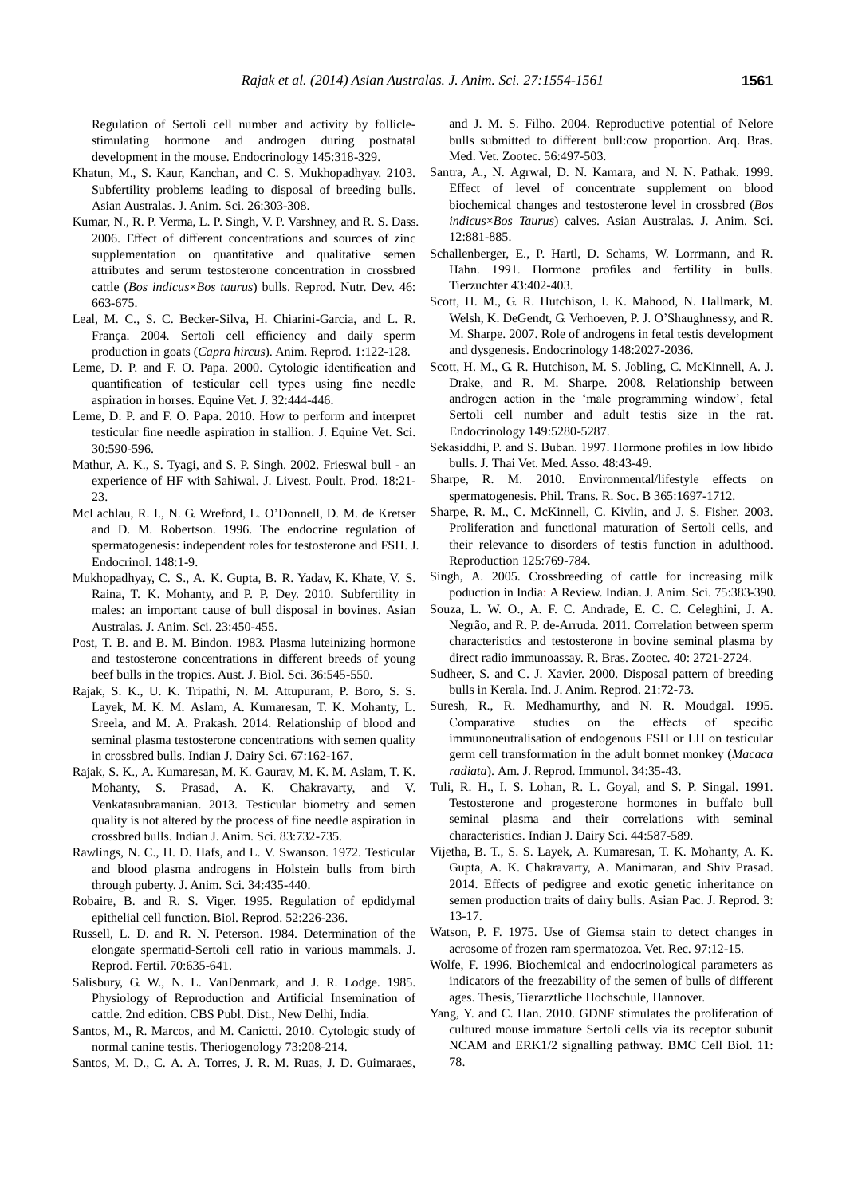Regulation of Sertoli cell number and activity by follicle-stimulating hormone and androgen during postnatal development in the mouse. Endocrinology 145:318-329.

Khatun, M., S. Kaur, Kanchan, and C. S. Mukhopadhyay. 2103. Subfertility problems leading to disposal of breeding bulls. Asian Australas. J. Anim. Sci. 26:303-308.

Kumar, N., R. P. Verma, L. P. Singh, V. P. Varshney, and R. S. Dass. 2006. Effect of different concentrations and sources of zinc supplementation on quantitative and qualitative semen attributes and serum testosterone concentration in crossbred cattle (*Bos indicus*×*Bos taurus*) bulls. Reprod. Nutr. Dev. 46: 663-675.

Leal, M. C., S. C. Becker-Silva, H. Chiarini-Garcia, and L. R. França. 2004. Sertoli cell efficiency and daily sperm production in goats (*Capra hircus*). Anim. Reprod. 1:122-128.

Leme, D. P. and F. O. Papa. 2000. Cytologic identification and quantification of testicular cell types using fine needle aspiration in horses. Equine Vet. J. 32:444-446.

Leme, D. P. and F. O. Papa. 2010. How to perform and interpret testicular fine needle aspiration in stallion. J. Equine Vet. Sci. 30:590-596.

Mathur, A. K., S. Tyagi, and S. P. Singh. 2002. Frieswal bull - an experience of HF with Sahiwal. J. Livest. Poult. Prod. 18:21-23.

McLachlau, R. I., N. G. Wreford, L. O'Donnell, D. M. de Kretser and D. M. Robertson. 1996. The endocrine regulation of spermatogenesis: independent roles for testosterone and FSH. J. Endocrinol. 148:1-9.

Mukhopadhyay, C. S., A. K. Gupta, B. R. Yadav, K. Khate, V. S. Raina, T. K. Mohanty, and P. P. Dey. 2010. Subfertility in males: an important cause of bull disposal in bovines. Asian Australas. J. Anim. Sci. 23:450-455.

Post, T. B. and B. M. Bindon. 1983. Plasma luteinizing hormone and testosterone concentrations in different breeds of young beef bulls in the tropics. Aust. J. Biol. Sci. 36:545-550.

Rajak, S. K., U. K. Tripathi, N. M. Attupuram, P. Boro, S. S. Layek, M. K. M. Aslam, A. Kumaresan, T. K. Mohanty, L. Sreela, and M. A. Prakash. 2014. Relationship of blood and seminal plasma testosterone concentrations with semen quality in crossbred bulls. Indian J Dairy Sci. 67:162-167.

Rajak, S. K., A. Kumaresan, M. K. Gaurav, M. K. M. Aslam, T. K. Mohanty, S. Prasad, A. K. Chakravarty, and V. Venkatasubramanian. 2013. Testicular biometry and semen quality is not altered by the process of fine needle aspiration in crossbred bulls. Indian J. Anim. Sci. 83:732-735.

Rawlings, N. C., H. D. Hafs, and L. V. Swanson. 1972. Testicular and blood plasma androgens in Holstein bulls from birth through puberty. J. Anim. Sci. 34:435-440.

Robaire, B. and R. S. Viger. 1995. Regulation of epididymal epithelial cell function. Biol. Reprod. 52:226-236.

Russell, L. D. and R. N. Peterson. 1984. Determination of the elongate spermatid-Sertoli cell ratio in various mammals. J. Reprod. Fertil. 70:635-641.

Salisbury, G. W., N. L. VanDenmark, and J. R. Lodge. 1985. Physiology of Reproduction and Artificial Insemination of cattle. 2nd edition. CBS Publ. Dist., New Delhi, India.

Santos, M., R. Marcos, and M. Canictti. 2010. Cytologic study of normal canine testis. Theriogenology 73:208-214.

Santos, M. D., C. A. A. Torres, J. R. M. Ruas, J. D. Guimaraes, and J. M. S. Filho. 2004. Reproductive potential of Nelore bulls submitted to different bull:cow proportion. Arq. Bras. Med. Vet. Zootec. 56:497-503.

Santra, A., N. Agrwal, D. N. Kamara, and N. N. Pathak. 1999. Effect of level of concentrate supplement on blood biochemical changes and testosterone level in crossbred (*Bos indicus*×*Bos Taurus*) calves. Asian Australas. J. Anim. Sci. 12:881-885.

Schallenberger, E., P. Hartl, D. Schams, W. Lorrmann, and R. Hahn. 1991. Hormone profiles and fertility in bulls. Tierzuchter 43:402-403.

Scott, H. M., G. R. Hutchison, I. K. Mahood, N. Hallmark, M. Welsh, K. DeGendt, G. Verhoeven, P. J. O'Shaughnessy, and R. M. Sharpe. 2007. Role of androgens in fetal testis development and dysgenesis. Endocrinology 148:2027-2036.

Scott, H. M., G. R. Hutchison, M. S. Jobling, C. McKinnell, A. J. Drake, and R. M. Sharpe. 2008. Relationship between androgen action in the 'male programming window', fetal Sertoli cell number and adult testis size in the rat. Endocrinology 149:5280-5287.

Sekasiddhi, P. and S. Buban. 1997. Hormone profiles in low libido bulls. J. Thai Vet. Med. Asso. 48:43-49.

Sharpe, R. M. 2010. Environmental/lifestyle effects on spermatogenesis. Phil. Trans. R. Soc. B 365:1697-1712.

Sharpe, R. M., C. McKinnell, C. Kivlin, and J. S. Fisher. 2003. Proliferation and functional maturation of Sertoli cells, and their relevance to disorders of testis function in adulthood. Reproduction 125:769-784.

Singh, A. 2005. Crossbreeding of cattle for increasing milk poduction in India: A Review. Indian. J. Anim. Sci. 75:383-390.

Souza, L. W. O., A. F. C. Andrade, E. C. C. Celeghini, J. A. Negrão, and R. P. de-Arruda. 2011. Correlation between sperm characteristics and testosterone in bovine seminal plasma by direct radio immunoassay. R. Bras. Zootec. 40: 2721-2724.

Sudheer, S. and C. J. Xavier. 2000. Disposal pattern of breeding bulls in Kerala. Ind. J. Anim. Reprod. 21:72-73.

Suresh, R., R. Medhamurthy, and N. R. Moudgal. 1995. Comparative studies on the effects of specific immunoneutralisation of endogenous FSH or LH on testicular germ cell transformation in the adult bonnet monkey (*Macaca radiata*). Am. J. Reprod. Immunol. 34:35-43.

Tuli, R. H., I. S. Lohan, R. L. Goyal, and S. P. Singal. 1991. Testosterone and progesterone hormones in buffalo bull seminal plasma and their correlations with seminal characteristics. Indian J. Dairy Sci. 44:587-589.

Vijetha, B. T., S. S. Layek, A. Kumaresan, T. K. Mohanty, A. K. Gupta, A. K. Chakravarty, A. Manimaran, and Shiv Prasad. 2014. Effects of pedigree and exotic genetic inheritance on semen production traits of dairy bulls. Asian Pac. J. Reprod. 3: 13-17.

Watson, P. F. 1975. Use of Giemsa stain to detect changes in acrosome of frozen ram spermatozoa. Vet. Rec. 97:12-15.

Wolfe, F. 1996. Biochemical and endocrinological parameters as indicators of the freezability of the semen of bulls of different ages. Thesis, Tierarztliche Hochschule, Hannover.

Yang, Y. and C. Han. 2010. GDNF stimulates the proliferation of cultured mouse immature Sertoli cells via its receptor subunit NCAM and ERK1/2 signalling pathway. BMC Cell Biol. 11: 78.